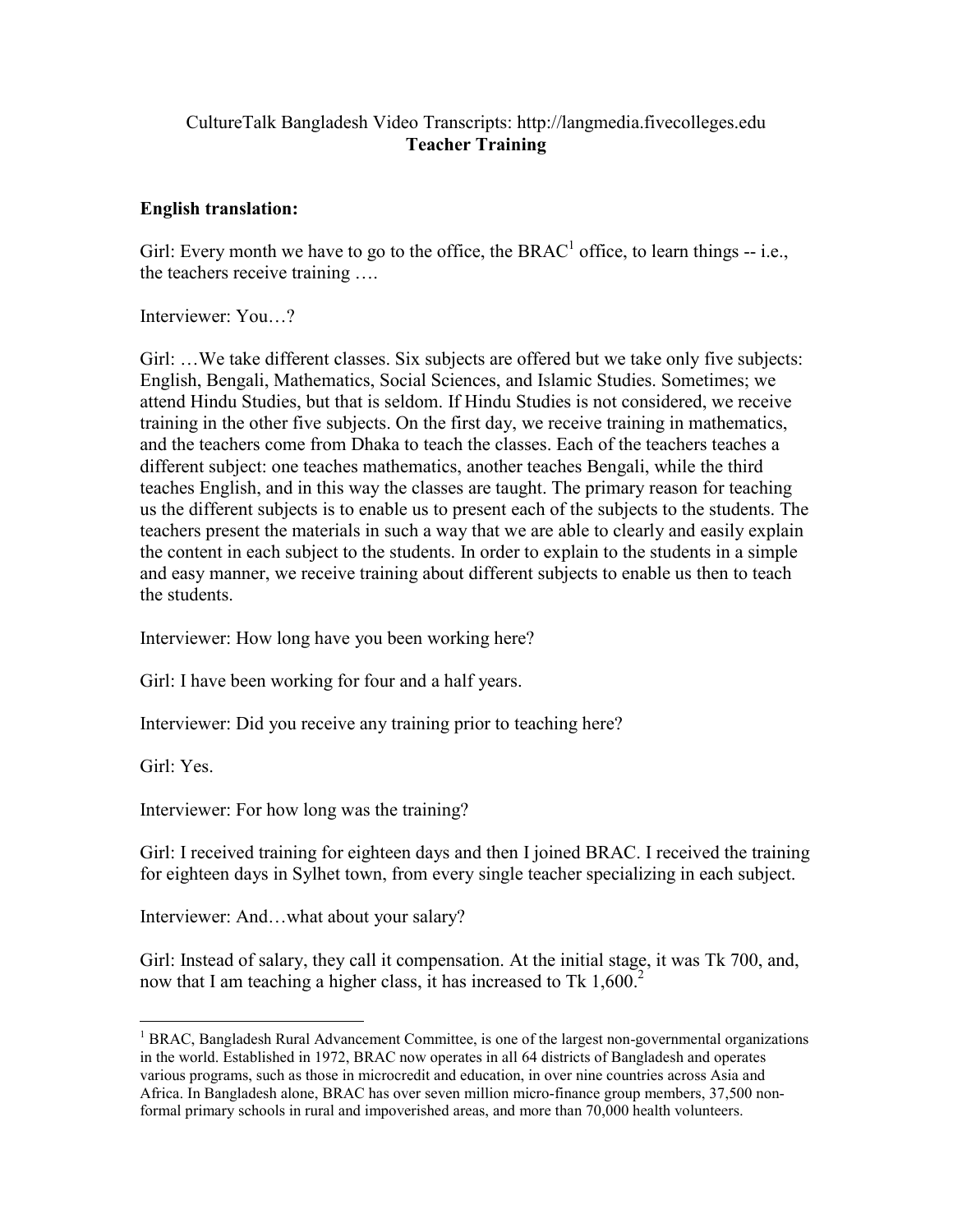CultureTalk Bangladesh Video Transcripts: http://langmedia.fivecolleges.edu

**Teacher Training**

**English translation:**

Girl: Every month we have to go to the office, the BRAC[1] office, to learn things -- i.e., the teachers receive training ….

Interviewer: You…?

Girl: …We take different classes. Six subjects are offered but we take only five subjects: English, Bengali, Mathematics, Social Sciences, and Islamic Studies. Sometimes; we attend Hindu Studies, but that is seldom. If Hindu Studies is not considered, we receive training in the other five subjects. On the first day, we receive training in mathematics, and the teachers come from Dhaka to teach the classes. Each of the teachers teaches a different subject: one teaches mathematics, another teaches Bengali, while the third teaches English, and in this way the classes are taught. The primary reason for teaching us the different subjects is to enable us to present each of the subjects to the students. The teachers present the materials in such a way that we are able to clearly and easily explain the content in each subject to the students. In order to explain to the students in a simple and easy manner, we receive training about different subjects to enable us then to teach the students.

Interviewer: How long have you been working here?

Girl: I have been working for four and a half years.

Interviewer: Did you receive any training prior to teaching here?

Girl: Yes.

Interviewer: For how long was the training?

Girl: I received training for eighteen days and then I joined BRAC. I received the training for eighteen days in Sylhet town, from every single teacher specializing in each subject.

Interviewer: And…what about your salary?

Girl: Instead of salary, they call it compensation. At the initial stage, it was Tk 700, and, now that I am teaching a higher class, it has increased to Tk 1,600.[2]

---

[1] BRAC, Bangladesh Rural Advancement Committee, is one of the largest non-governmental organizations in the world. Established in 1972, BRAC now operates in all 64 districts of Bangladesh and operates various programs, such as those in microcredit and education, in over nine countries across Asia and Africa. In Bangladesh alone, BRAC has over seven million micro-finance group members, 37,500 non-formal primary schools in rural and impoverished areas, and more than 70,000 health volunteers.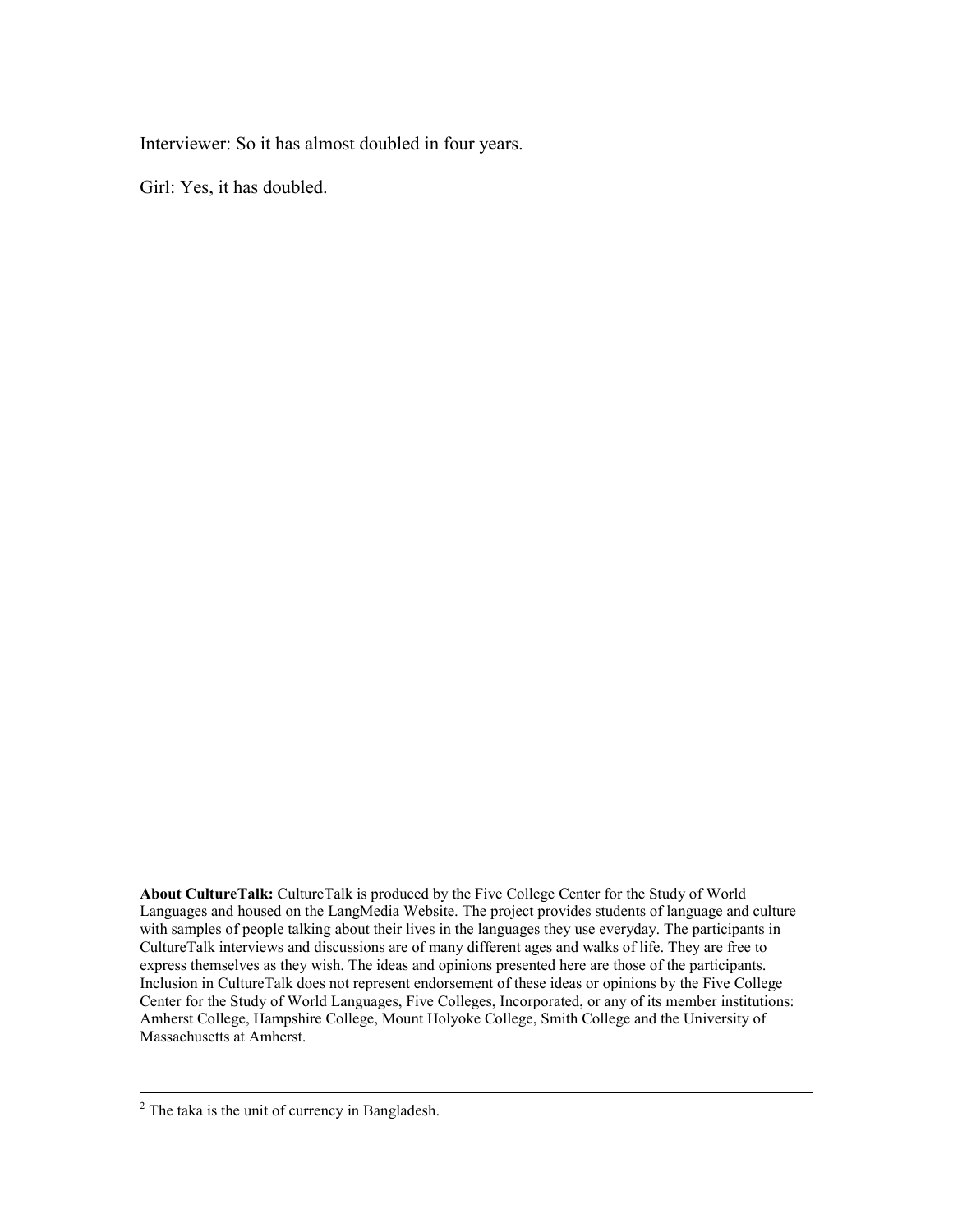Interviewer: So it has almost doubled in four years.

Girl: Yes, it has doubled.

**About CultureTalk:** CultureTalk is produced by the Five College Center for the Study of World Languages and housed on the LangMedia Website. The project provides students of language and culture with samples of people talking about their lives in the languages they use everyday. The participants in CultureTalk interviews and discussions are of many different ages and walks of life. They are free to express themselves as they wish. The ideas and opinions presented here are those of the participants. Inclusion in CultureTalk does not represent endorsement of these ideas or opinions by the Five College Center for the Study of World Languages, Five Colleges, Incorporated, or any of its member institutions: Amherst College, Hampshire College, Mount Holyoke College, Smith College and the University of Massachusetts at Amherst.

---

[2] The taka is the unit of currency in Bangladesh.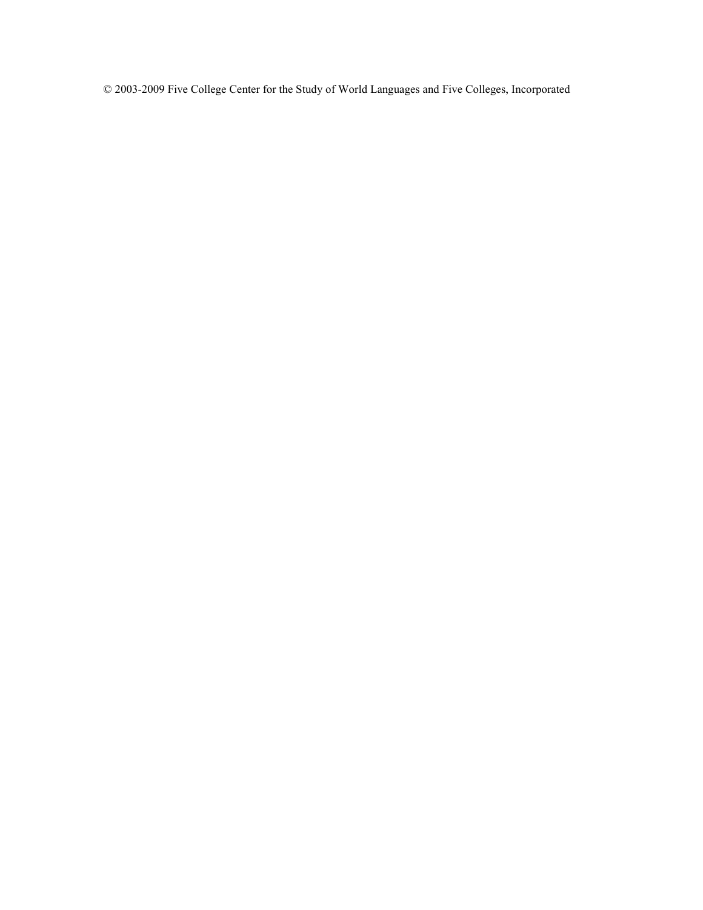© 2003-2009 Five College Center for the Study of World Languages and Five Colleges, Incorporated